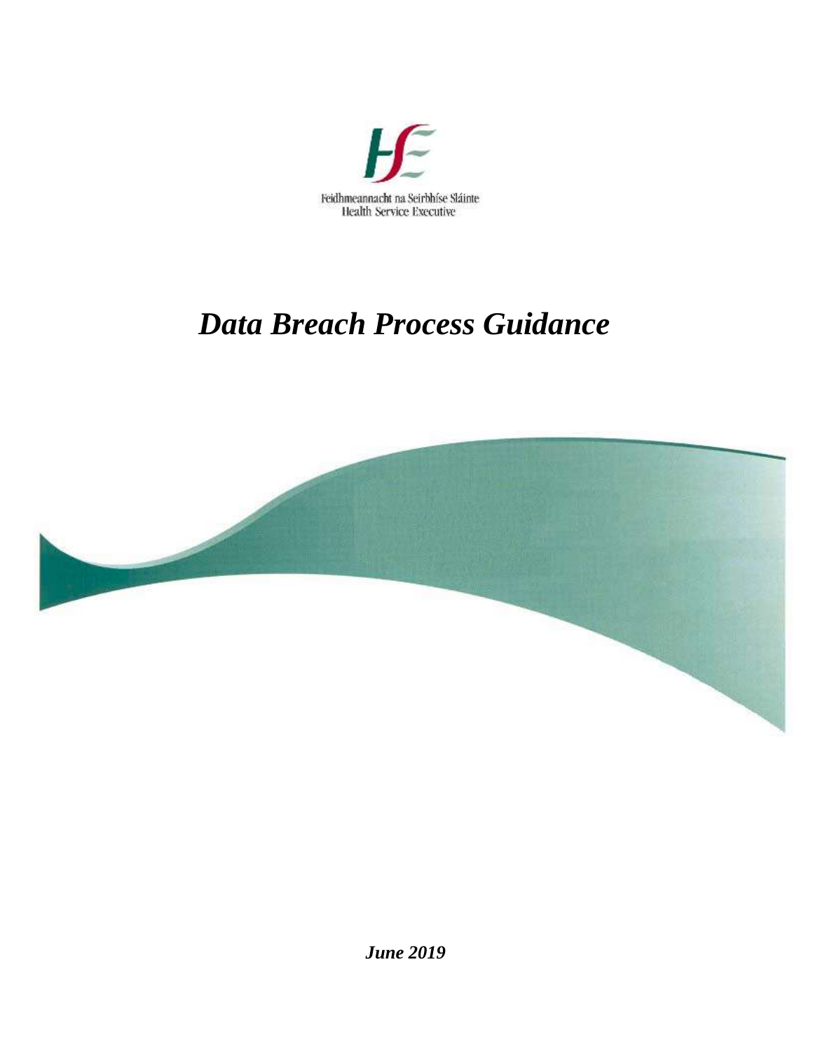Feidhmeannacht na Seirbhíse Sláinte
Health Service Executive

# *Data Breach Process Guidance*

***June 2019***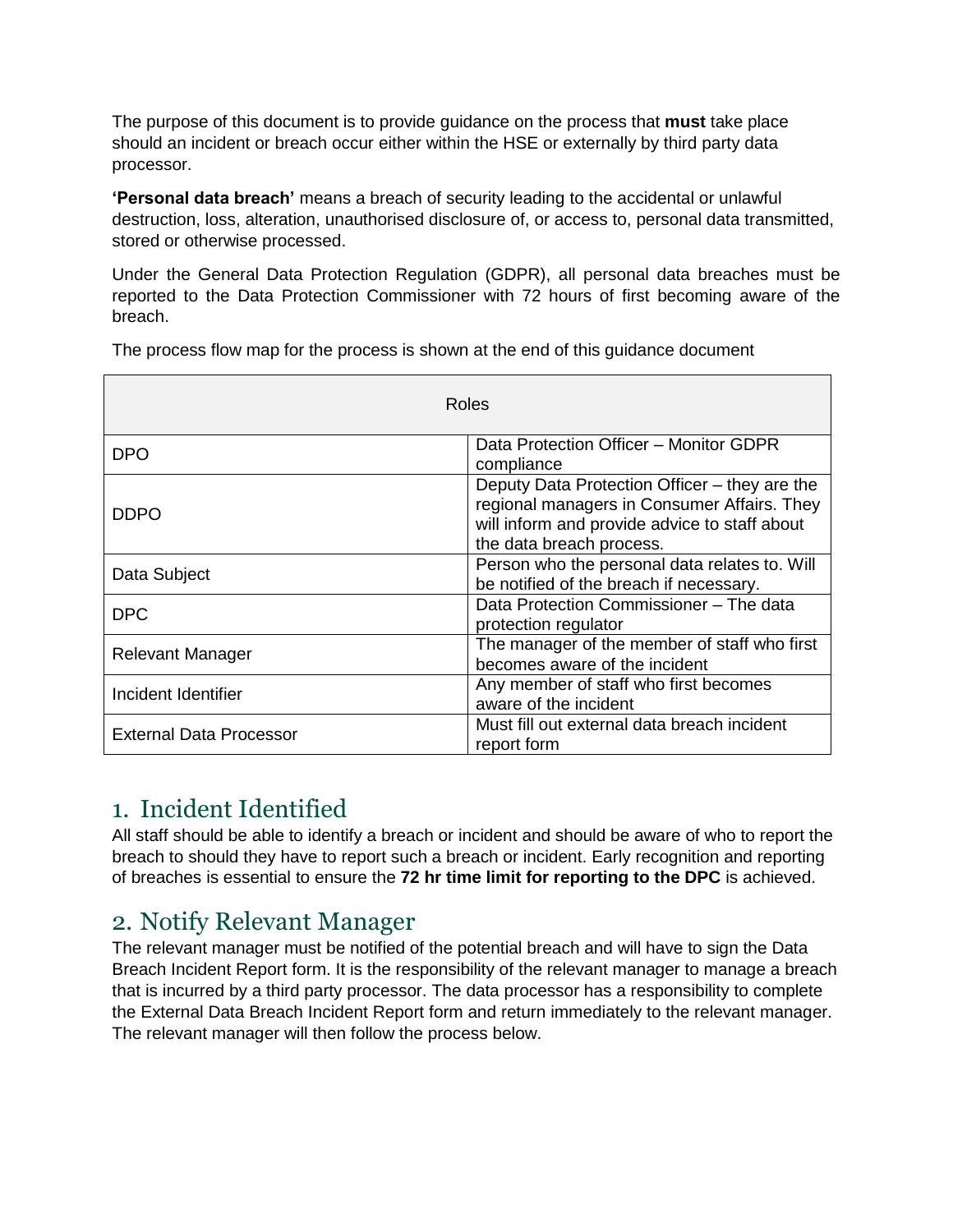The purpose of this document is to provide guidance on the process that **must** take place should an incident or breach occur either within the HSE or externally by third party data processor.

**'Personal data breach'** means a breach of security leading to the accidental or unlawful destruction, loss, alteration, unauthorised disclosure of, or access to, personal data transmitted, stored or otherwise processed.

Under the General Data Protection Regulation (GDPR), all personal data breaches must be reported to the Data Protection Commissioner with 72 hours of first becoming aware of the breach.

The process flow map for the process is shown at the end of this guidance document

| Roles | |
|---|---|
| DPO | Data Protection Officer – Monitor GDPR compliance |
| DDPO | Deputy Data Protection Officer – they are the regional managers in Consumer Affairs. They will inform and provide advice to staff about the data breach process. |
| Data Subject | Person who the personal data relates to. Will be notified of the breach if necessary. |
| DPC | Data Protection Commissioner – The data protection regulator |
| Relevant Manager | The manager of the member of staff who first becomes aware of the incident |
| Incident Identifier | Any member of staff who first becomes aware of the incident |
| External Data Processor | Must fill out external data breach incident report form |

## 1. Incident Identified

All staff should be able to identify a breach or incident and should be aware of who to report the breach to should they have to report such a breach or incident. Early recognition and reporting of breaches is essential to ensure the **72 hr time limit for reporting to the DPC** is achieved.

## 2. Notify Relevant Manager

The relevant manager must be notified of the potential breach and will have to sign the Data Breach Incident Report form. It is the responsibility of the relevant manager to manage a breach that is incurred by a third party processor. The data processor has a responsibility to complete the External Data Breach Incident Report form and return immediately to the relevant manager. The relevant manager will then follow the process below.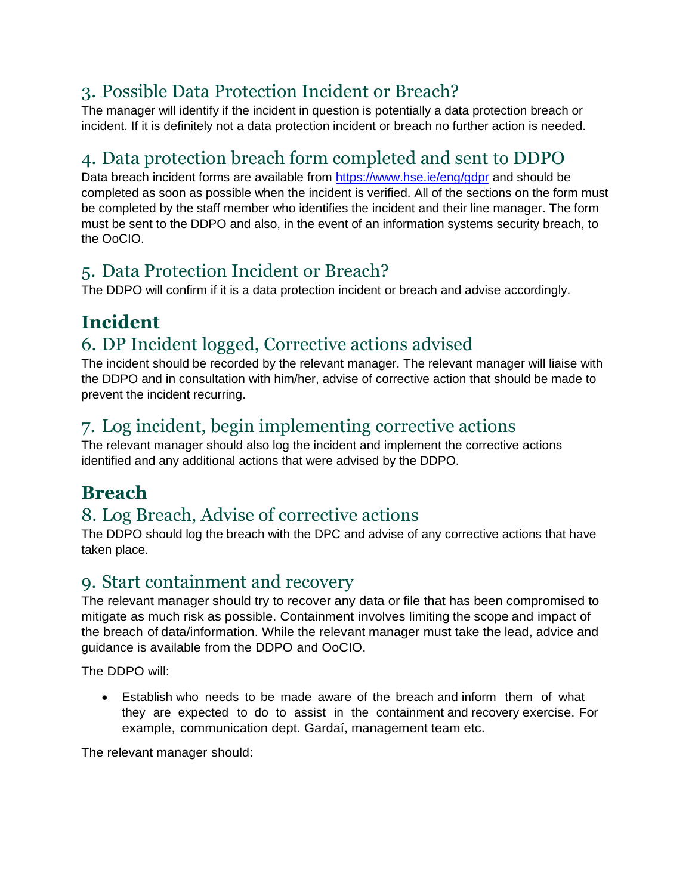## 3. Possible Data Protection Incident or Breach?

The manager will identify if the incident in question is potentially a data protection breach or incident. If it is definitely not a data protection incident or breach no further action is needed.

## 4. Data protection breach form completed and sent to DDPO

Data breach incident forms are available from [https://www.hse.ie/eng/gdpr](https://www.hse.ie/eng/gdpr) and should be completed as soon as possible when the incident is verified. All of the sections on the form must be completed by the staff member who identifies the incident and their line manager. The form must be sent to the DDPO and also, in the event of an information systems security breach, to the OoCIO.

## 5. Data Protection Incident or Breach?

The DDPO will confirm if it is a data protection incident or breach and advise accordingly.

# Incident

## 6. DP Incident logged, Corrective actions advised

The incident should be recorded by the relevant manager. The relevant manager will liaise with the DDPO and in consultation with him/her, advise of corrective action that should be made to prevent the incident recurring.

## 7. Log incident, begin implementing corrective actions

The relevant manager should also log the incident and implement the corrective actions identified and any additional actions that were advised by the DDPO.

# Breach

## 8. Log Breach, Advise of corrective actions

The DDPO should log the breach with the DPC and advise of any corrective actions that have taken place.

## 9. Start containment and recovery

The relevant manager should try to recover any data or file that has been compromised to mitigate as much risk as possible. Containment involves limiting the scope and impact of the breach of data/information. While the relevant manager must take the lead, advice and guidance is available from the DDPO and OoCIO.

The DDPO will:

- Establish who needs to be made aware of the breach and inform them of what they are expected to do to assist in the containment and recovery exercise. For example, communication dept. Gardaí, management team etc.

The relevant manager should: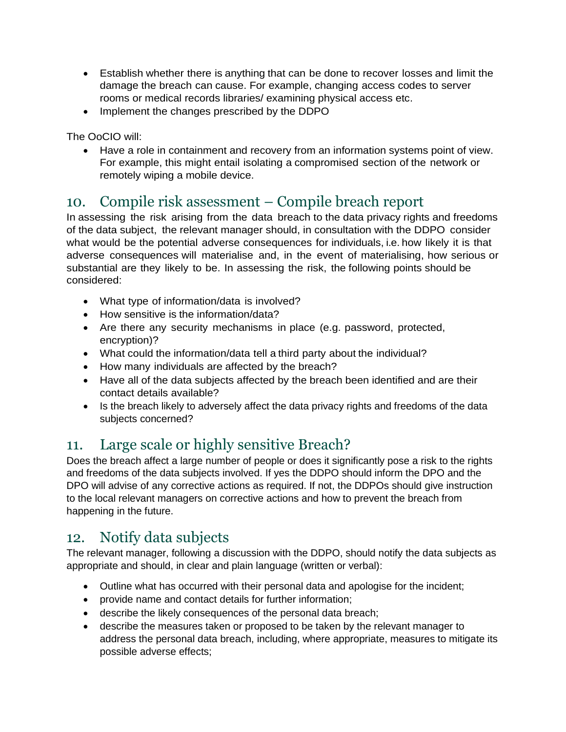- Establish whether there is anything that can be done to recover losses and limit the damage the breach can cause. For example, changing access codes to server rooms or medical records libraries/ examining physical access etc.
- Implement the changes prescribed by the DDPO

The OoCIO will:

- Have a role in containment and recovery from an information systems point of view. For example, this might entail isolating a compromised section of the network or remotely wiping a mobile device.

## 10. Compile risk assessment – Compile breach report

In assessing the risk arising from the data breach to the data privacy rights and freedoms of the data subject, the relevant manager should, in consultation with the DDPO consider what would be the potential adverse consequences for individuals, i.e. how likely it is that adverse consequences will materialise and, in the event of materialising, how serious or substantial are they likely to be. In assessing the risk, the following points should be considered:

- What type of information/data is involved?
- How sensitive is the information/data?
- Are there any security mechanisms in place (e.g. password, protected, encryption)?
- What could the information/data tell a third party about the individual?
- How many individuals are affected by the breach?
- Have all of the data subjects affected by the breach been identified and are their contact details available?
- Is the breach likely to adversely affect the data privacy rights and freedoms of the data subjects concerned?

## 11. Large scale or highly sensitive Breach?

Does the breach affect a large number of people or does it significantly pose a risk to the rights and freedoms of the data subjects involved. If yes the DDPO should inform the DPO and the DPO will advise of any corrective actions as required. If not, the DDPOs should give instruction to the local relevant managers on corrective actions and how to prevent the breach from happening in the future.

## 12. Notify data subjects

The relevant manager, following a discussion with the DDPO, should notify the data subjects as appropriate and should, in clear and plain language (written or verbal):

- Outline what has occurred with their personal data and apologise for the incident;
- provide name and contact details for further information;
- describe the likely consequences of the personal data breach;
- describe the measures taken or proposed to be taken by the relevant manager to address the personal data breach, including, where appropriate, measures to mitigate its possible adverse effects;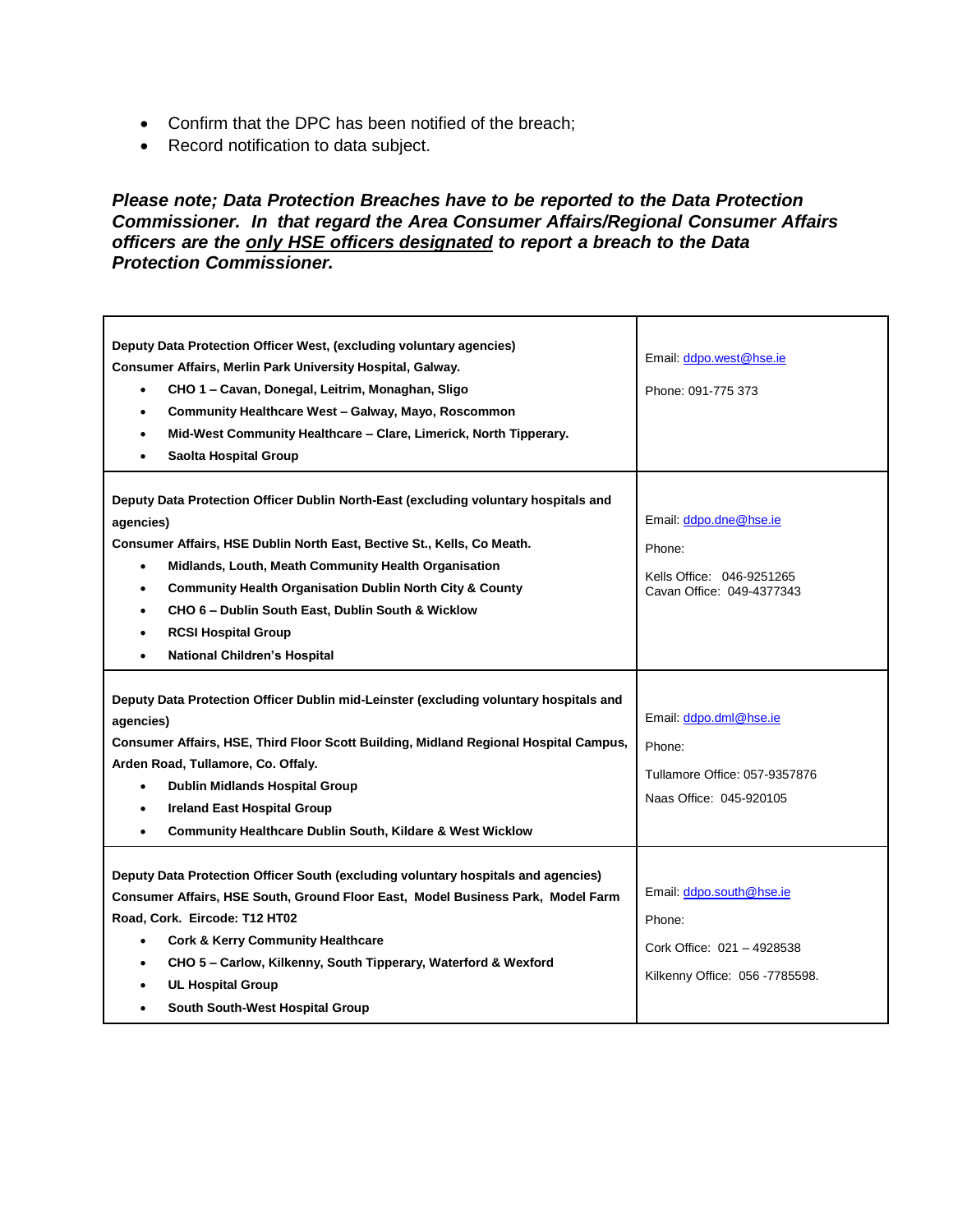- Confirm that the DPC has been notified of the breach;
- Record notification to data subject.

***Please note; Data Protection Breaches have to be reported to the Data Protection Commissioner. In that regard the Area Consumer Affairs/Regional Consumer Affairs officers are the <u>only HSE officers designated</u> to report a breach to the Data Protection Commissioner.***

| | |
|---|---|
| **Deputy Data Protection Officer West, (excluding voluntary agencies)**<br>**Consumer Affairs, Merlin Park University Hospital, Galway.**<br>• **CHO 1 – Cavan, Donegal, Leitrim, Monaghan, Sligo**<br>• **Community Healthcare West – Galway, Mayo, Roscommon**<br>• **Mid-West Community Healthcare – Clare, Limerick, North Tipperary.**<br>• **Saolta Hospital Group** | Email: ddpo.west@hse.ie<br><br>Phone: 091-775 373 |
| **Deputy Data Protection Officer Dublin North-East (excluding voluntary hospitals and agencies)**<br>**Consumer Affairs, HSE Dublin North East, Bective St., Kells, Co Meath.**<br>• **Midlands, Louth, Meath Community Health Organisation**<br>• **Community Health Organisation Dublin North City & County**<br>• **CHO 6 – Dublin South East, Dublin South & Wicklow**<br>• **RCSI Hospital Group**<br>• **National Children's Hospital** | Email: ddpo.dne@hse.ie<br><br>Phone:<br><br>Kells Office: 046-9251265<br>Cavan Office: 049-4377343 |
| **Deputy Data Protection Officer Dublin mid-Leinster (excluding voluntary hospitals and agencies)**<br>**Consumer Affairs, HSE, Third Floor Scott Building, Midland Regional Hospital Campus, Arden Road, Tullamore, Co. Offaly.**<br>• **Dublin Midlands Hospital Group**<br>• **Ireland East Hospital Group**<br>• **Community Healthcare Dublin South, Kildare & West Wicklow** | Email: ddpo.dml@hse.ie<br><br>Phone:<br><br>Tullamore Office: 057-9357876<br><br>Naas Office: 045-920105 |
| **Deputy Data Protection Officer South (excluding voluntary hospitals and agencies)**<br>**Consumer Affairs, HSE South, Ground Floor East, Model Business Park, Model Farm Road, Cork. Eircode: T12 HT02**<br>• **Cork & Kerry Community Healthcare**<br>• **CHO 5 – Carlow, Kilkenny, South Tipperary, Waterford & Wexford**<br>• **UL Hospital Group**<br>• **South South-West Hospital Group** | Email: ddpo.south@hse.ie<br><br>Phone:<br><br>Cork Office: 021 – 4928538<br><br>Kilkenny Office: 056 -7785598. |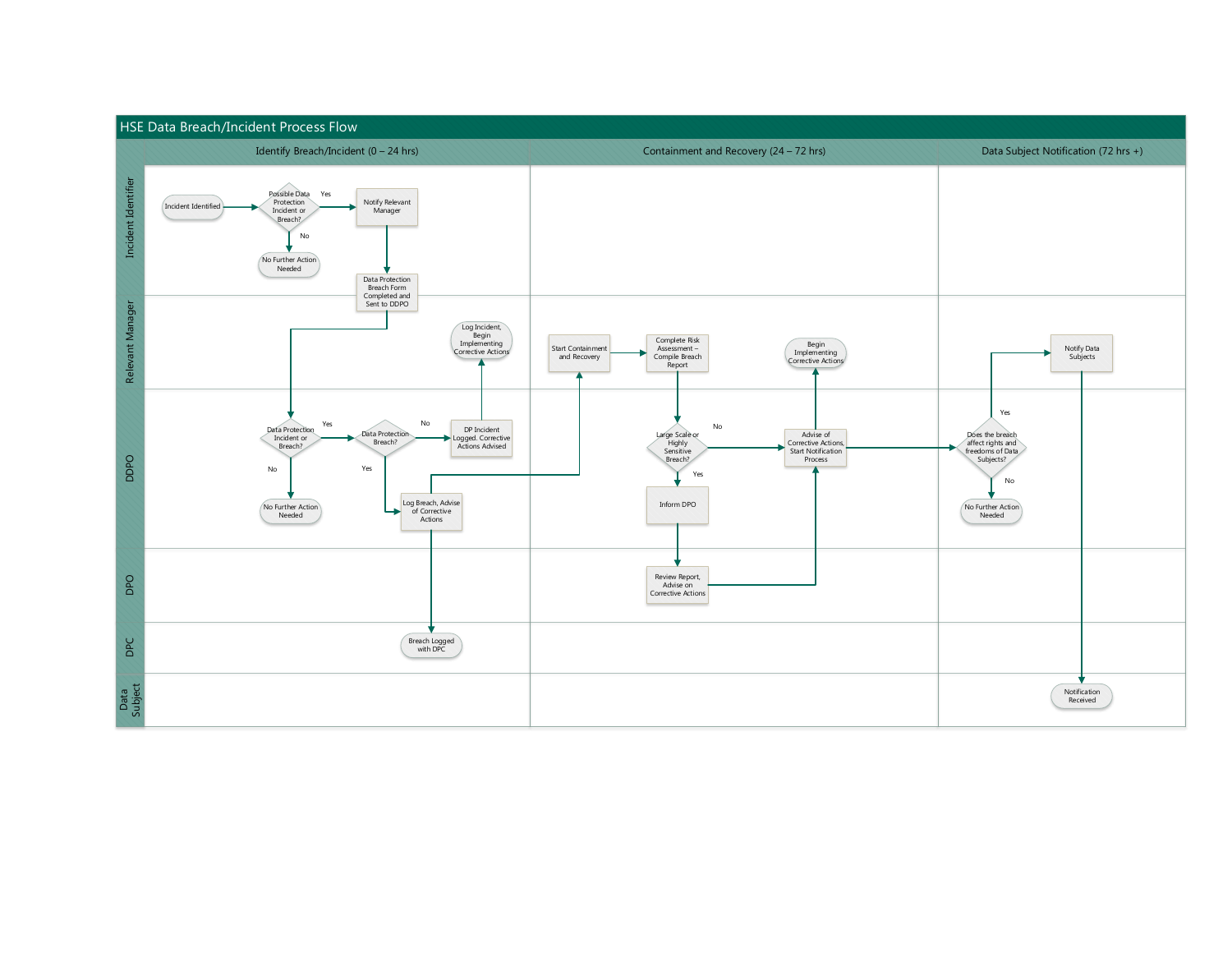# HSE Data Breach/Incident Process Flow

Identify Breach/Incident (0 – 24 hrs)

Containment and Recovery (24 – 72 hrs)

Data Subject Notification (72 hrs +)

Incident Identifier

Relevant Manager

DDPO

DPO

DPC

Data Subject

Incident Identified

Possible Data Protection Incident or Breach?

Yes

No

Notify Relevant Manager

No Further Action Needed

Data Protection Breach Form Completed and Sent to DDPO

Log Incident, Begin Implementing Corrective Actions

Data Protection Incident or Breach?

Yes

No

Data Protection Breach?

No

Yes

DP Incident Logged. Corrective Actions Advised

No Further Action Needed

Log Breach, Advise of Corrective Actions

Breach Logged with DPC

Start Containment and Recovery

Complete Risk Assessment – Compile Breach Report

Large Scale or Highly Sensitive Breach?

No

Yes

Inform DPO

Review Report, Advise on Corrective Actions

Advise of Corrective Actions, Start Notification Process

Begin Implementing Corrective Actions

Does the breach affect rights and freedoms of Data Subjects?

Yes

No

No Further Action Needed

Notify Data Subjects

Notification Received